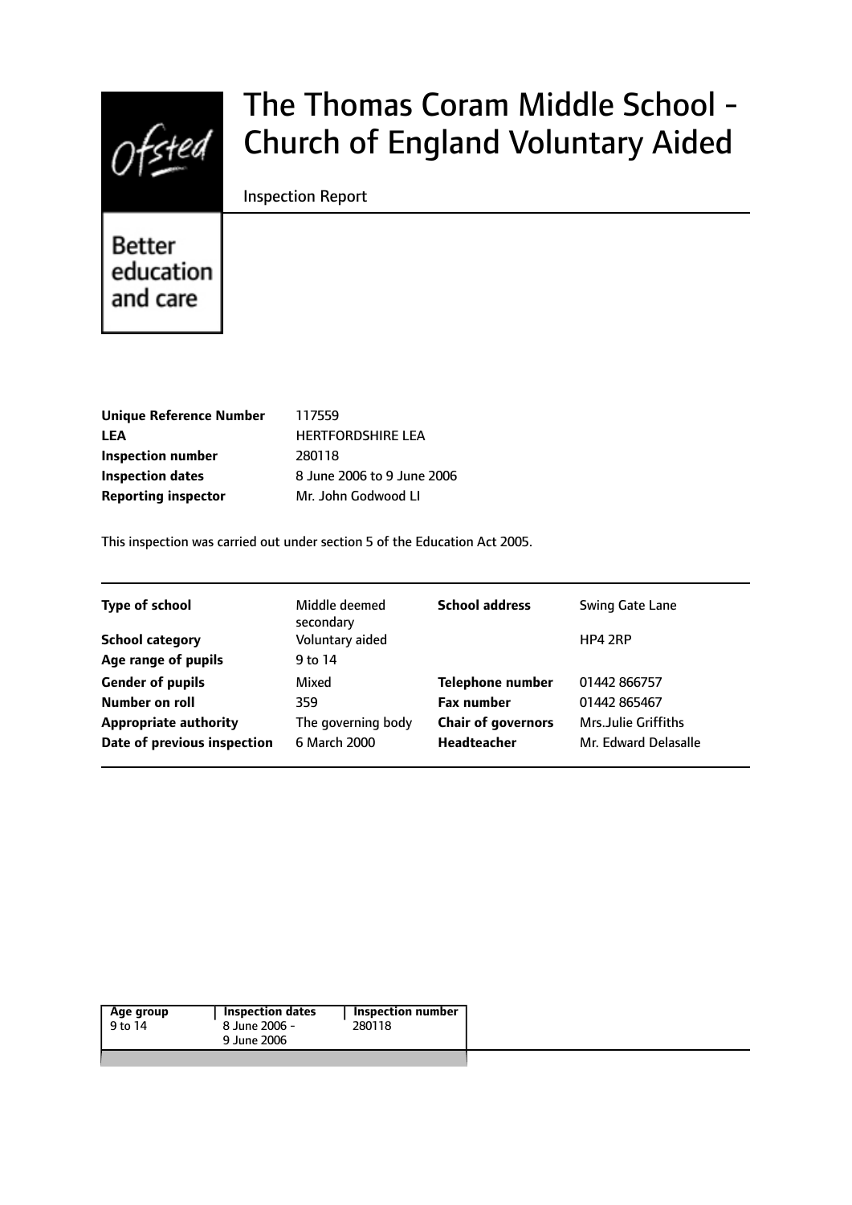# The Thomas Coram Middle School - Church of England Voluntary Aided

Inspection Report

Better education and care

| | |
|---|---|
| **Unique Reference Number** | 117559 |
| **LEA** | HERTFORDSHIRE LEA |
| **Inspection number** | 280118 |
| **Inspection dates** | 8 June 2006 to 9 June 2006 |
| **Reporting inspector** | Mr. John Godwood LI |

This inspection was carried out under section 5 of the Education Act 2005.

| | | | |
|---|---|---|---|
| **Type of school** | Middle deemed secondary | **School address** | Swing Gate Lane |
| **School category** | Voluntary aided | | HP4 2RP |
| **Age range of pupils** | 9 to 14 | | |
| **Gender of pupils** | Mixed | **Telephone number** | 01442 866757 |
| **Number on roll** | 359 | **Fax number** | 01442 865467 |
| **Appropriate authority** | The governing body | **Chair of governors** | Mrs.Julie Griffiths |
| **Date of previous inspection** | 6 March 2000 | **Headteacher** | Mr. Edward Delasalle |

| Age group | Inspection dates | Inspection number |
|---|---|---|
| 9 to 14 | 8 June 2006 - 9 June 2006 | 280118 |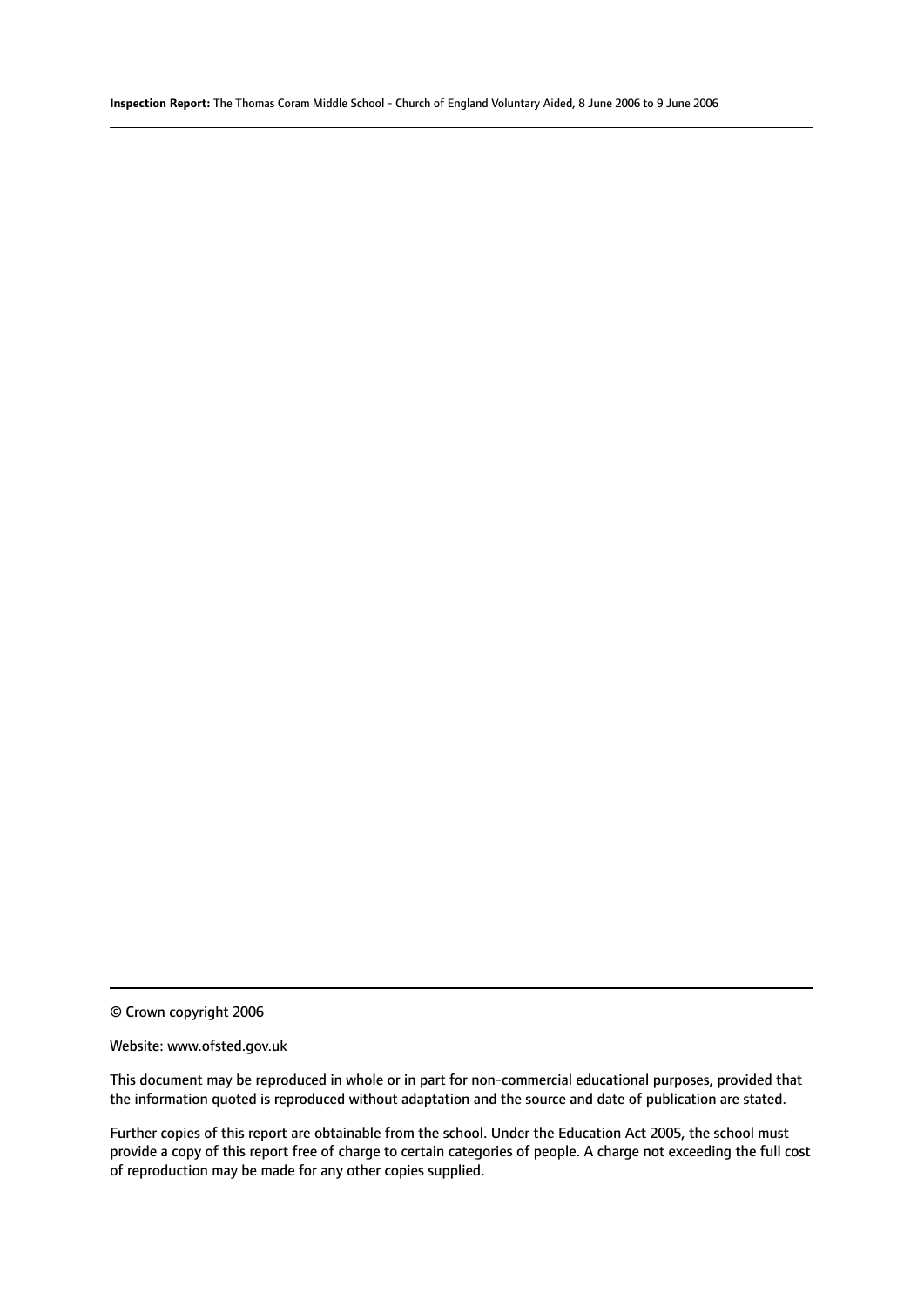© Crown copyright 2006

Website: www.ofsted.gov.uk

This document may be reproduced in whole or in part for non-commercial educational purposes, provided that the information quoted is reproduced without adaptation and the source and date of publication are stated.

Further copies of this report are obtainable from the school. Under the Education Act 2005, the school must provide a copy of this report free of charge to certain categories of people. A charge not exceeding the full cost of reproduction may be made for any other copies supplied.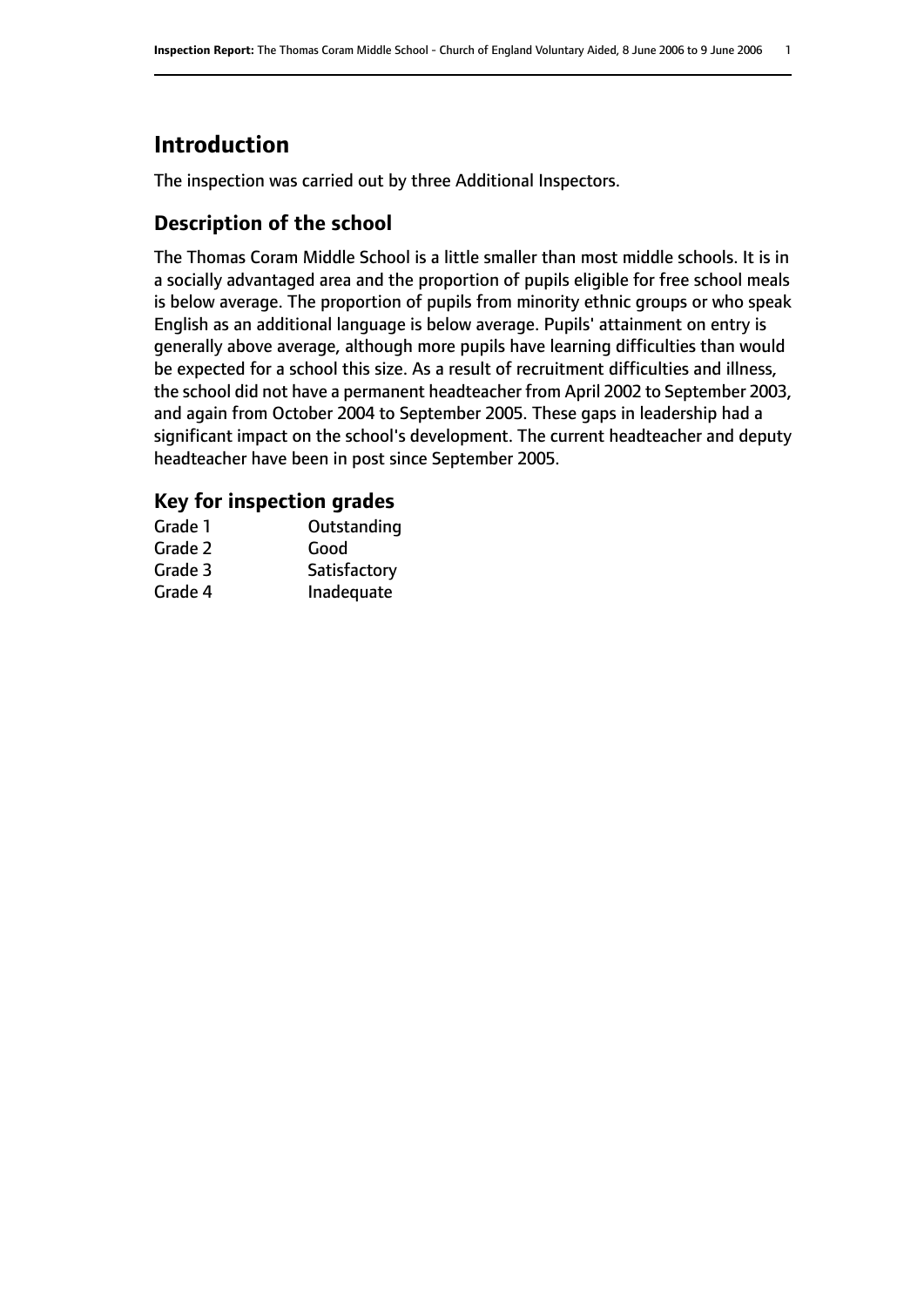# Introduction

The inspection was carried out by three Additional Inspectors.

## Description of the school

The Thomas Coram Middle School is a little smaller than most middle schools. It is in a socially advantaged area and the proportion of pupils eligible for free school meals is below average. The proportion of pupils from minority ethnic groups or who speak English as an additional language is below average. Pupils' attainment on entry is generally above average, although more pupils have learning difficulties than would be expected for a school this size. As a result of recruitment difficulties and illness, the school did not have a permanent headteacher from April 2002 to September 2003, and again from October 2004 to September 2005. These gaps in leadership had a significant impact on the school's development. The current headteacher and deputy headteacher have been in post since September 2005.

## Key for inspection grades

| | |
|---|---|
| Grade 1 | Outstanding |
| Grade 2 | Good |
| Grade 3 | Satisfactory |
| Grade 4 | Inadequate |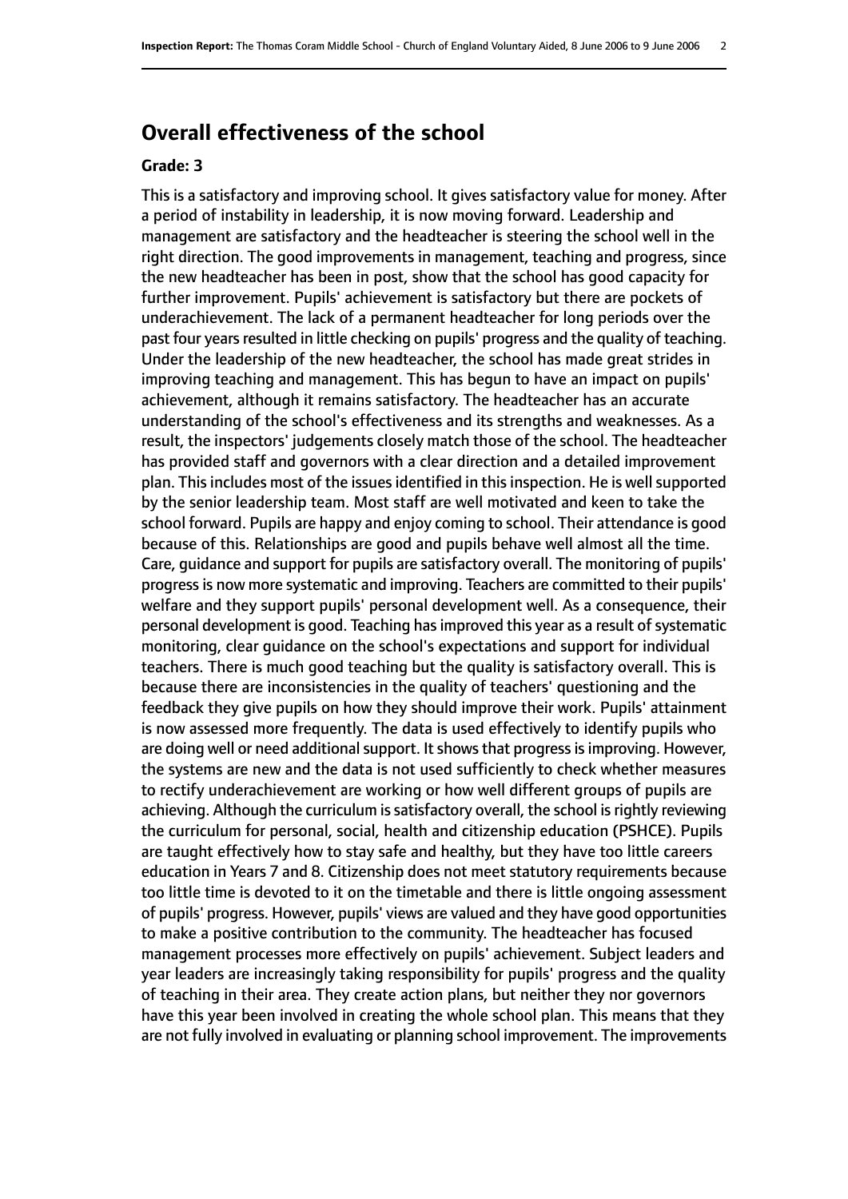## Overall effectiveness of the school

### Grade: 3

This is a satisfactory and improving school. It gives satisfactory value for money. After a period of instability in leadership, it is now moving forward. Leadership and management are satisfactory and the headteacher is steering the school well in the right direction. The good improvements in management, teaching and progress, since the new headteacher has been in post, show that the school has good capacity for further improvement. Pupils' achievement is satisfactory but there are pockets of underachievement. The lack of a permanent headteacher for long periods over the past four years resulted in little checking on pupils' progress and the quality of teaching. Under the leadership of the new headteacher, the school has made great strides in improving teaching and management. This has begun to have an impact on pupils' achievement, although it remains satisfactory. The headteacher has an accurate understanding of the school's effectiveness and its strengths and weaknesses. As a result, the inspectors' judgements closely match those of the school. The headteacher has provided staff and governors with a clear direction and a detailed improvement plan. This includes most of the issues identified in this inspection. He is well supported by the senior leadership team. Most staff are well motivated and keen to take the school forward. Pupils are happy and enjoy coming to school. Their attendance is good because of this. Relationships are good and pupils behave well almost all the time. Care, guidance and support for pupils are satisfactory overall. The monitoring of pupils' progress is now more systematic and improving. Teachers are committed to their pupils' welfare and they support pupils' personal development well. As a consequence, their personal development is good. Teaching has improved this year as a result of systematic monitoring, clear guidance on the school's expectations and support for individual teachers. There is much good teaching but the quality is satisfactory overall. This is because there are inconsistencies in the quality of teachers' questioning and the feedback they give pupils on how they should improve their work. Pupils' attainment is now assessed more frequently. The data is used effectively to identify pupils who are doing well or need additional support. It shows that progress is improving. However, the systems are new and the data is not used sufficiently to check whether measures to rectify underachievement are working or how well different groups of pupils are achieving. Although the curriculum is satisfactory overall, the school is rightly reviewing the curriculum for personal, social, health and citizenship education (PSHCE). Pupils are taught effectively how to stay safe and healthy, but they have too little careers education in Years 7 and 8. Citizenship does not meet statutory requirements because too little time is devoted to it on the timetable and there is little ongoing assessment of pupils' progress. However, pupils' views are valued and they have good opportunities to make a positive contribution to the community. The headteacher has focused management processes more effectively on pupils' achievement. Subject leaders and year leaders are increasingly taking responsibility for pupils' progress and the quality of teaching in their area. They create action plans, but neither they nor governors have this year been involved in creating the whole school plan. This means that they are not fully involved in evaluating or planning school improvement. The improvements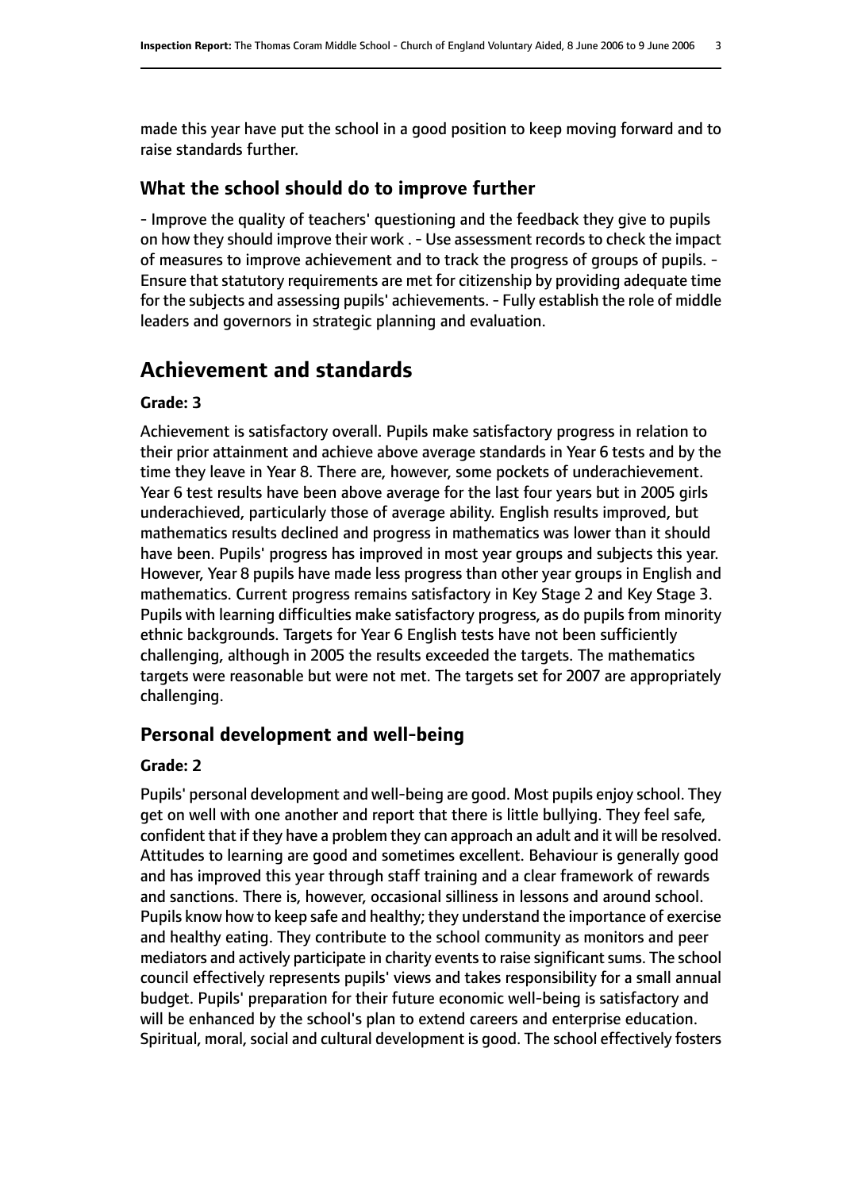made this year have put the school in a good position to keep moving forward and to raise standards further.

## What the school should do to improve further

- Improve the quality of teachers' questioning and the feedback they give to pupils on how they should improve their work . - Use assessment records to check the impact of measures to improve achievement and to track the progress of groups of pupils. - Ensure that statutory requirements are met for citizenship by providing adequate time for the subjects and assessing pupils' achievements. - Fully establish the role of middle leaders and governors in strategic planning and evaluation.

# Achievement and standards

### Grade: 3

Achievement is satisfactory overall. Pupils make satisfactory progress in relation to their prior attainment and achieve above average standards in Year 6 tests and by the time they leave in Year 8. There are, however, some pockets of underachievement. Year 6 test results have been above average for the last four years but in 2005 girls underachieved, particularly those of average ability. English results improved, but mathematics results declined and progress in mathematics was lower than it should have been. Pupils' progress has improved in most year groups and subjects this year. However, Year 8 pupils have made less progress than other year groups in English and mathematics. Current progress remains satisfactory in Key Stage 2 and Key Stage 3. Pupils with learning difficulties make satisfactory progress, as do pupils from minority ethnic backgrounds. Targets for Year 6 English tests have not been sufficiently challenging, although in 2005 the results exceeded the targets. The mathematics targets were reasonable but were not met. The targets set for 2007 are appropriately challenging.

## Personal development and well-being

### Grade: 2

Pupils' personal development and well-being are good. Most pupils enjoy school. They get on well with one another and report that there is little bullying. They feel safe, confident that if they have a problem they can approach an adult and it will be resolved. Attitudes to learning are good and sometimes excellent. Behaviour is generally good and has improved this year through staff training and a clear framework of rewards and sanctions. There is, however, occasional silliness in lessons and around school. Pupils know how to keep safe and healthy; they understand the importance of exercise and healthy eating. They contribute to the school community as monitors and peer mediators and actively participate in charity events to raise significant sums. The school council effectively represents pupils' views and takes responsibility for a small annual budget. Pupils' preparation for their future economic well-being is satisfactory and will be enhanced by the school's plan to extend careers and enterprise education. Spiritual, moral, social and cultural development is good. The school effectively fosters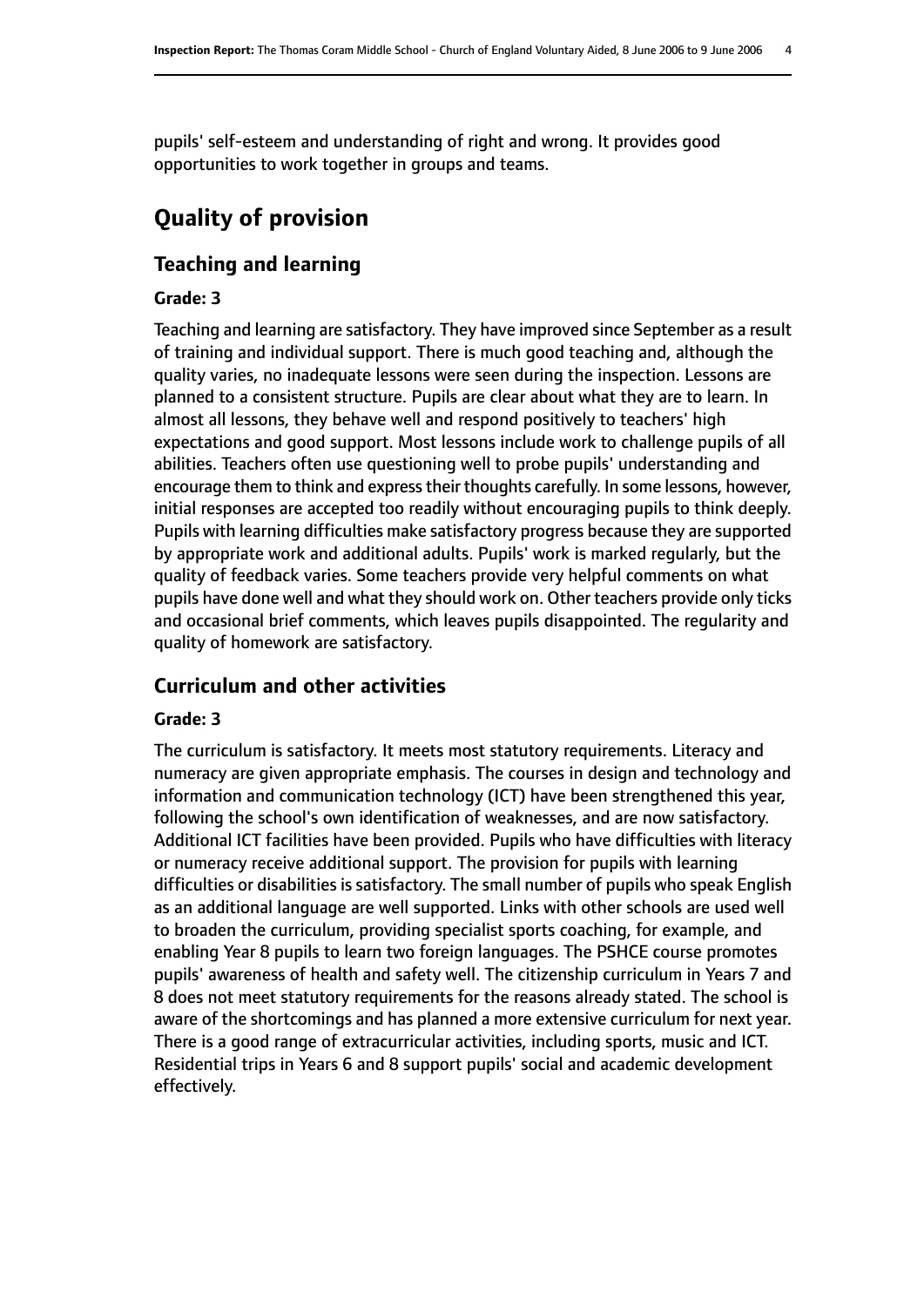pupils' self-esteem and understanding of right and wrong. It provides good opportunities to work together in groups and teams.

# Quality of provision

## Teaching and learning

### Grade: 3

Teaching and learning are satisfactory. They have improved since September as a result of training and individual support. There is much good teaching and, although the quality varies, no inadequate lessons were seen during the inspection. Lessons are planned to a consistent structure. Pupils are clear about what they are to learn. In almost all lessons, they behave well and respond positively to teachers' high expectations and good support. Most lessons include work to challenge pupils of all abilities. Teachers often use questioning well to probe pupils' understanding and encourage them to think and express their thoughts carefully. In some lessons, however, initial responses are accepted too readily without encouraging pupils to think deeply. Pupils with learning difficulties make satisfactory progress because they are supported by appropriate work and additional adults. Pupils' work is marked regularly, but the quality of feedback varies. Some teachers provide very helpful comments on what pupils have done well and what they should work on. Other teachers provide only ticks and occasional brief comments, which leaves pupils disappointed. The regularity and quality of homework are satisfactory.

## Curriculum and other activities

### Grade: 3

The curriculum is satisfactory. It meets most statutory requirements. Literacy and numeracy are given appropriate emphasis. The courses in design and technology and information and communication technology (ICT) have been strengthened this year, following the school's own identification of weaknesses, and are now satisfactory. Additional ICT facilities have been provided. Pupils who have difficulties with literacy or numeracy receive additional support. The provision for pupils with learning difficulties or disabilities is satisfactory. The small number of pupils who speak English as an additional language are well supported. Links with other schools are used well to broaden the curriculum, providing specialist sports coaching, for example, and enabling Year 8 pupils to learn two foreign languages. The PSHCE course promotes pupils' awareness of health and safety well. The citizenship curriculum in Years 7 and 8 does not meet statutory requirements for the reasons already stated. The school is aware of the shortcomings and has planned a more extensive curriculum for next year. There is a good range of extracurricular activities, including sports, music and ICT. Residential trips in Years 6 and 8 support pupils' social and academic development effectively.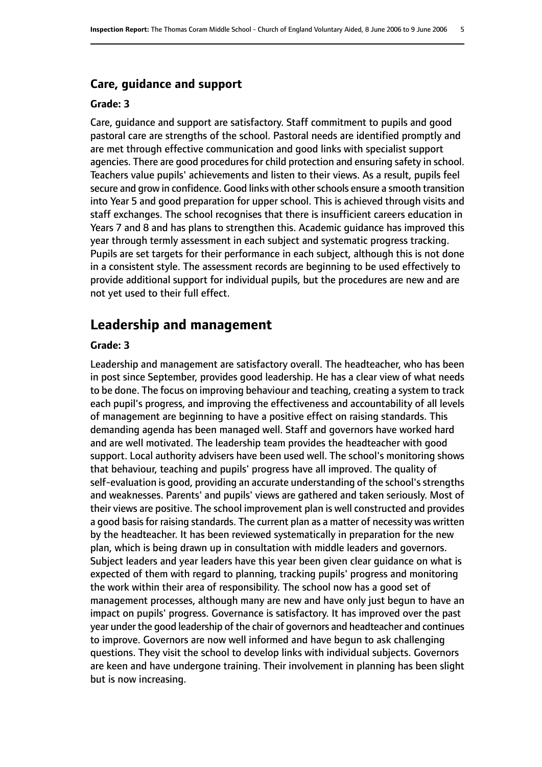### Care, guidance and support

#### Grade: 3

Care, guidance and support are satisfactory. Staff commitment to pupils and good pastoral care are strengths of the school. Pastoral needs are identified promptly and are met through effective communication and good links with specialist support agencies. There are good procedures for child protection and ensuring safety in school. Teachers value pupils' achievements and listen to their views. As a result, pupils feel secure and grow in confidence. Good links with other schools ensure a smooth transition into Year 5 and good preparation for upper school. This is achieved through visits and staff exchanges. The school recognises that there is insufficient careers education in Years 7 and 8 and has plans to strengthen this. Academic guidance has improved this year through termly assessment in each subject and systematic progress tracking. Pupils are set targets for their performance in each subject, although this is not done in a consistent style. The assessment records are beginning to be used effectively to provide additional support for individual pupils, but the procedures are new and are not yet used to their full effect.

## Leadership and management

#### Grade: 3

Leadership and management are satisfactory overall. The headteacher, who has been in post since September, provides good leadership. He has a clear view of what needs to be done. The focus on improving behaviour and teaching, creating a system to track each pupil's progress, and improving the effectiveness and accountability of all levels of management are beginning to have a positive effect on raising standards. This demanding agenda has been managed well. Staff and governors have worked hard and are well motivated. The leadership team provides the headteacher with good support. Local authority advisers have been used well. The school's monitoring shows that behaviour, teaching and pupils' progress have all improved. The quality of self-evaluation is good, providing an accurate understanding of the school's strengths and weaknesses. Parents' and pupils' views are gathered and taken seriously. Most of their views are positive. The school improvement plan is well constructed and provides a good basis for raising standards. The current plan as a matter of necessity was written by the headteacher. It has been reviewed systematically in preparation for the new plan, which is being drawn up in consultation with middle leaders and governors. Subject leaders and year leaders have this year been given clear guidance on what is expected of them with regard to planning, tracking pupils' progress and monitoring the work within their area of responsibility. The school now has a good set of management processes, although many are new and have only just begun to have an impact on pupils' progress. Governance is satisfactory. It has improved over the past year under the good leadership of the chair of governors and headteacher and continues to improve. Governors are now well informed and have begun to ask challenging questions. They visit the school to develop links with individual subjects. Governors are keen and have undergone training. Their involvement in planning has been slight but is now increasing.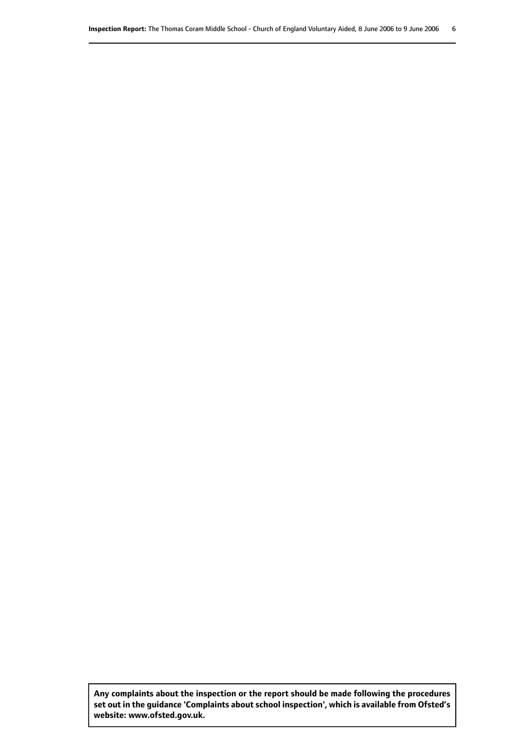**Any complaints about the inspection or the report should be made following the procedures set out in the guidance 'Complaints about school inspection', which is available from Ofsted's website: www.ofsted.gov.uk.**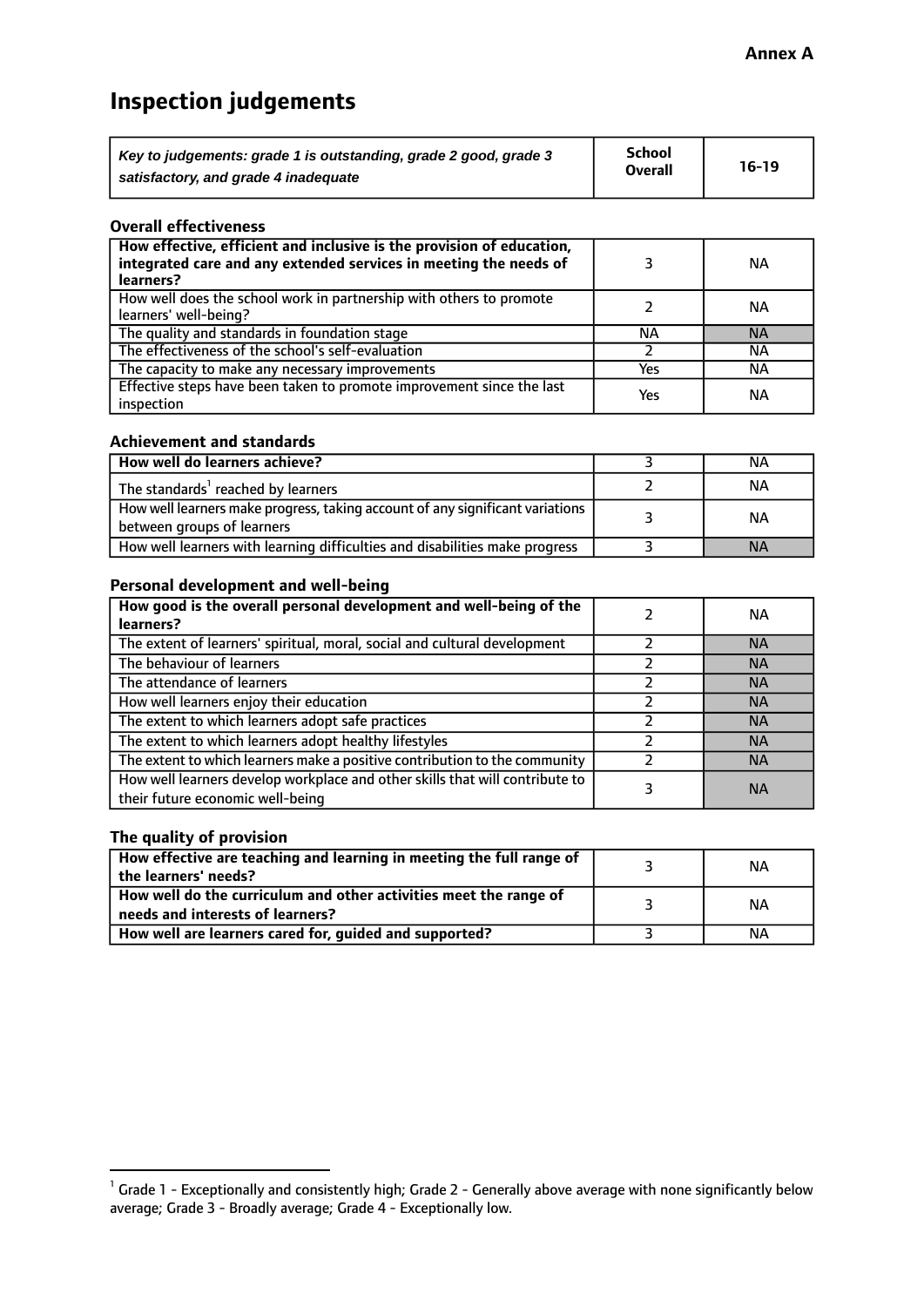**Annex A**

# Inspection judgements

| *Key to judgements: grade 1 is outstanding, grade 2 good, grade 3 satisfactory, and grade 4 inadequate* | School Overall | 16-19 |
|---|---|---|

### Overall effectiveness

| | | |
|---|---|---|
| **How effective, efficient and inclusive is the provision of education, integrated care and any extended services in meeting the needs of learners?** | 3 | NA |
| How well does the school work in partnership with others to promote learners' well-being? | 2 | NA |
| The quality and standards in foundation stage | NA | NA |
| The effectiveness of the school's self-evaluation | 2 | NA |
| The capacity to make any necessary improvements | Yes | NA |
| Effective steps have been taken to promote improvement since the last inspection | Yes | NA |

### Achievement and standards

| | | |
|---|---|---|
| **How well do learners achieve?** | 3 | NA |
| The standards[1] reached by learners | 2 | NA |
| How well learners make progress, taking account of any significant variations between groups of learners | 3 | NA |
| How well learners with learning difficulties and disabilities make progress | 3 | NA |

### Personal development and well-being

| | | |
|---|---|---|
| **How good is the overall personal development and well-being of the learners?** | 2 | NA |
| The extent of learners' spiritual, moral, social and cultural development | 2 | NA |
| The behaviour of learners | 2 | NA |
| The attendance of learners | 2 | NA |
| How well learners enjoy their education | 2 | NA |
| The extent to which learners adopt safe practices | 2 | NA |
| The extent to which learners adopt healthy lifestyles | 2 | NA |
| The extent to which learners make a positive contribution to the community | 2 | NA |
| How well learners develop workplace and other skills that will contribute to their future economic well-being | 3 | NA |

### The quality of provision

| | | |
|---|---|---|
| **How effective are teaching and learning in meeting the full range of the learners' needs?** | 3 | NA |
| **How well do the curriculum and other activities meet the range of needs and interests of learners?** | 3 | NA |
| **How well are learners cared for, guided and supported?** | 3 | NA |

[1] Grade 1 - Exceptionally and consistently high; Grade 2 - Generally above average with none significantly below average; Grade 3 - Broadly average; Grade 4 - Exceptionally low.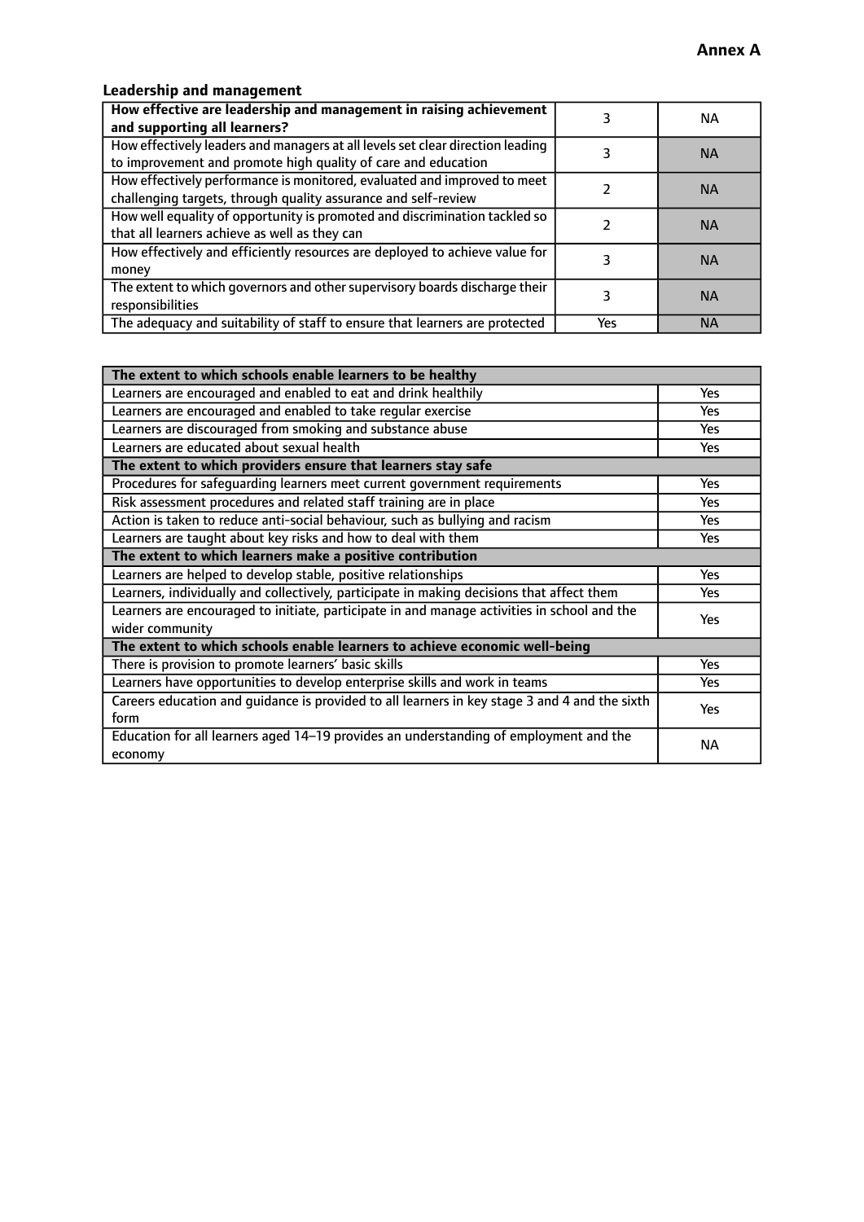**Annex A**

### Leadership and management

| **How effective are leadership and management in raising achievement and supporting all learners?** | 3 | NA |
| --- | --- | --- |
| How effectively leaders and managers at all levels set clear direction leading to improvement and promote high quality of care and education | 3 | NA |
| How effectively performance is monitored, evaluated and improved to meet challenging targets, through quality assurance and self-review | 2 | NA |
| How well equality of opportunity is promoted and discrimination tackled so that all learners achieve as well as they can | 2 | NA |
| How effectively and efficiently resources are deployed to achieve value for money | 3 | NA |
| The extent to which governors and other supervisory boards discharge their responsibilities | 3 | NA |
| The adequacy and suitability of staff to ensure that learners are protected | Yes | NA |

| **The extent to which schools enable learners to be healthy** | |
| --- | --- |
| Learners are encouraged and enabled to eat and drink healthily | Yes |
| Learners are encouraged and enabled to take regular exercise | Yes |
| Learners are discouraged from smoking and substance abuse | Yes |
| Learners are educated about sexual health | Yes |
| **The extent to which providers ensure that learners stay safe** | |
| Procedures for safeguarding learners meet current government requirements | Yes |
| Risk assessment procedures and related staff training are in place | Yes |
| Action is taken to reduce anti-social behaviour, such as bullying and racism | Yes |
| Learners are taught about key risks and how to deal with them | Yes |
| **The extent to which learners make a positive contribution** | |
| Learners are helped to develop stable, positive relationships | Yes |
| Learners, individually and collectively, participate in making decisions that affect them | Yes |
| Learners are encouraged to initiate, participate in and manage activities in school and the wider community | Yes |
| **The extent to which schools enable learners to achieve economic well-being** | |
| There is provision to promote learners' basic skills | Yes |
| Learners have opportunities to develop enterprise skills and work in teams | Yes |
| Careers education and guidance is provided to all learners in key stage 3 and 4 and the sixth form | Yes |
| Education for all learners aged 14–19 provides an understanding of employment and the economy | NA |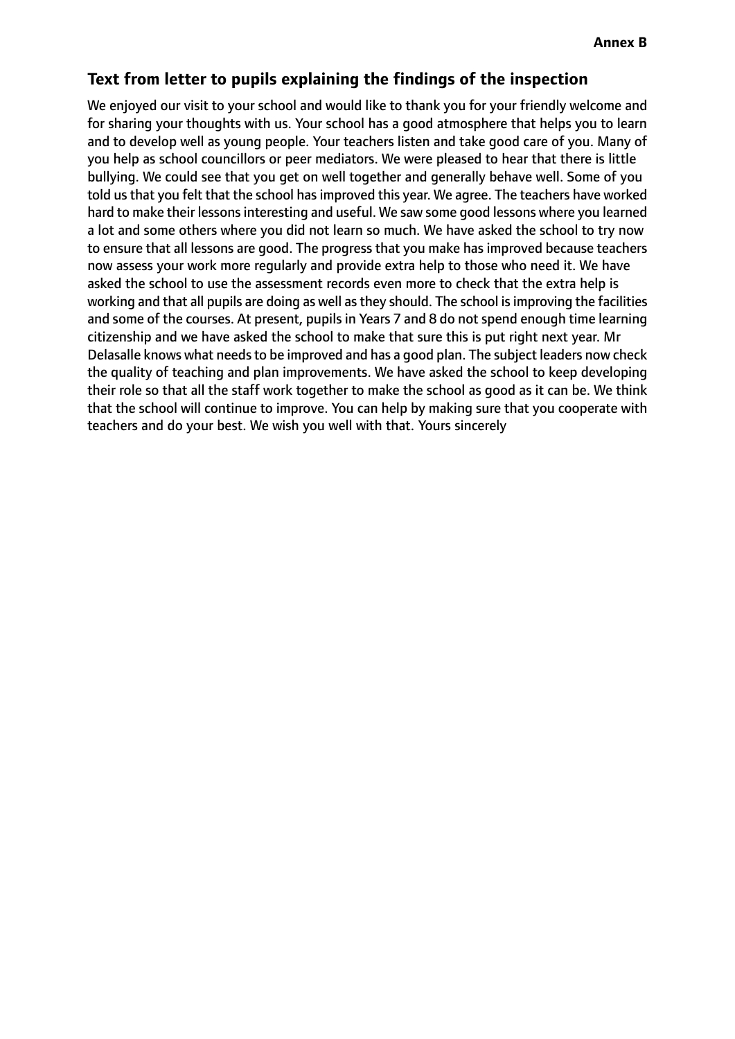**Annex B**

## Text from letter to pupils explaining the findings of the inspection

We enjoyed our visit to your school and would like to thank you for your friendly welcome and for sharing your thoughts with us. Your school has a good atmosphere that helps you to learn and to develop well as young people. Your teachers listen and take good care of you. Many of you help as school councillors or peer mediators. We were pleased to hear that there is little bullying. We could see that you get on well together and generally behave well. Some of you told us that you felt that the school has improved this year. We agree. The teachers have worked hard to make their lessons interesting and useful. We saw some good lessons where you learned a lot and some others where you did not learn so much. We have asked the school to try now to ensure that all lessons are good. The progress that you make has improved because teachers now assess your work more regularly and provide extra help to those who need it. We have asked the school to use the assessment records even more to check that the extra help is working and that all pupils are doing as well as they should. The school is improving the facilities and some of the courses. At present, pupils in Years 7 and 8 do not spend enough time learning citizenship and we have asked the school to make that sure this is put right next year. Mr Delasalle knows what needs to be improved and has a good plan. The subject leaders now check the quality of teaching and plan improvements. We have asked the school to keep developing their role so that all the staff work together to make the school as good as it can be. We think that the school will continue to improve. You can help by making sure that you cooperate with teachers and do your best. We wish you well with that. Yours sincerely